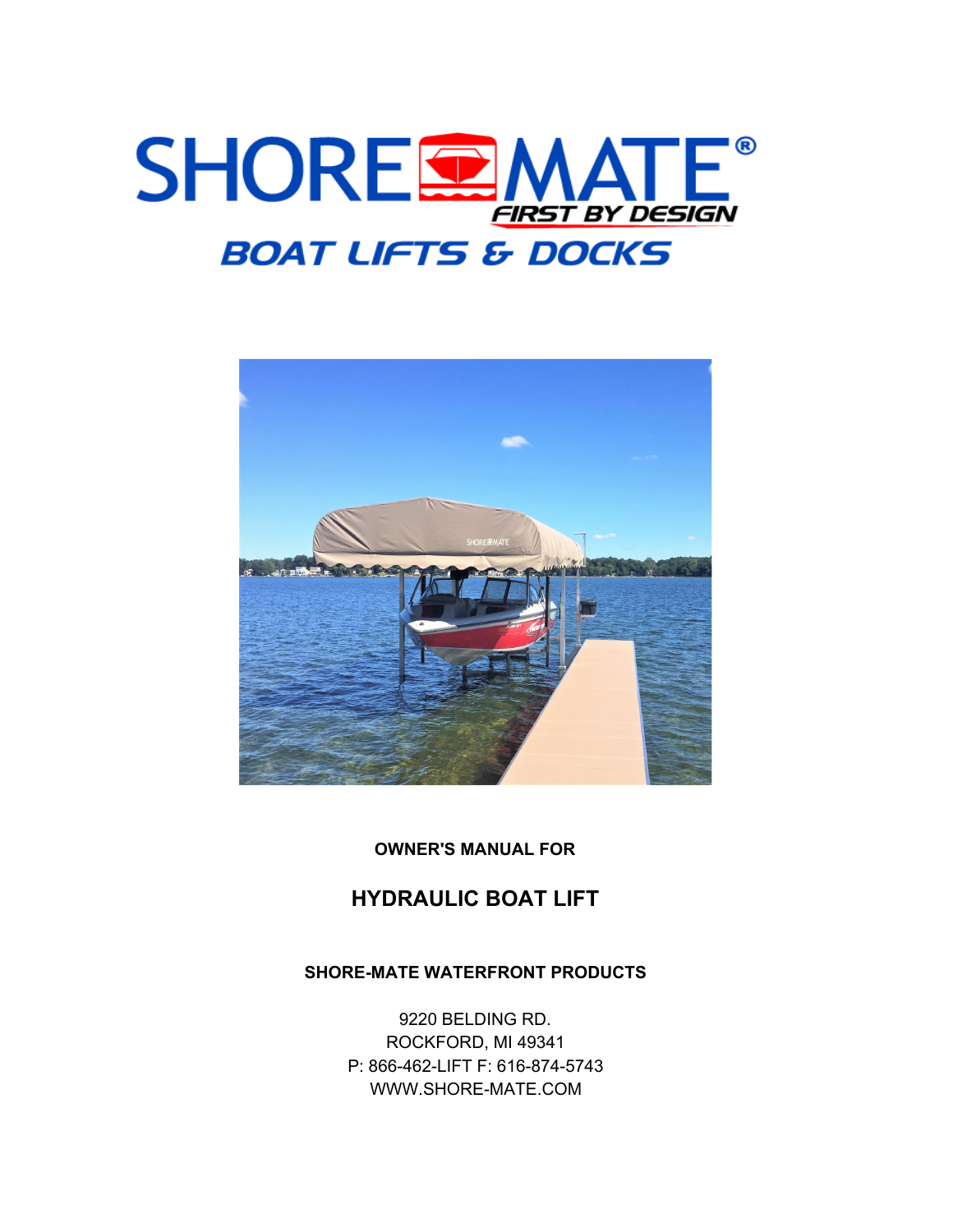# SHORE MATE®

*FIRST BY DESIGN*

## BOAT LIFTS & DOCKS

**OWNER'S MANUAL FOR**

## HYDRAULIC BOAT LIFT

**SHORE-MATE WATERFRONT PRODUCTS**

9220 BELDING RD.
ROCKFORD, MI 49341
P: 866-462-LIFT F: 616-874-5743
WWW.SHORE-MATE.COM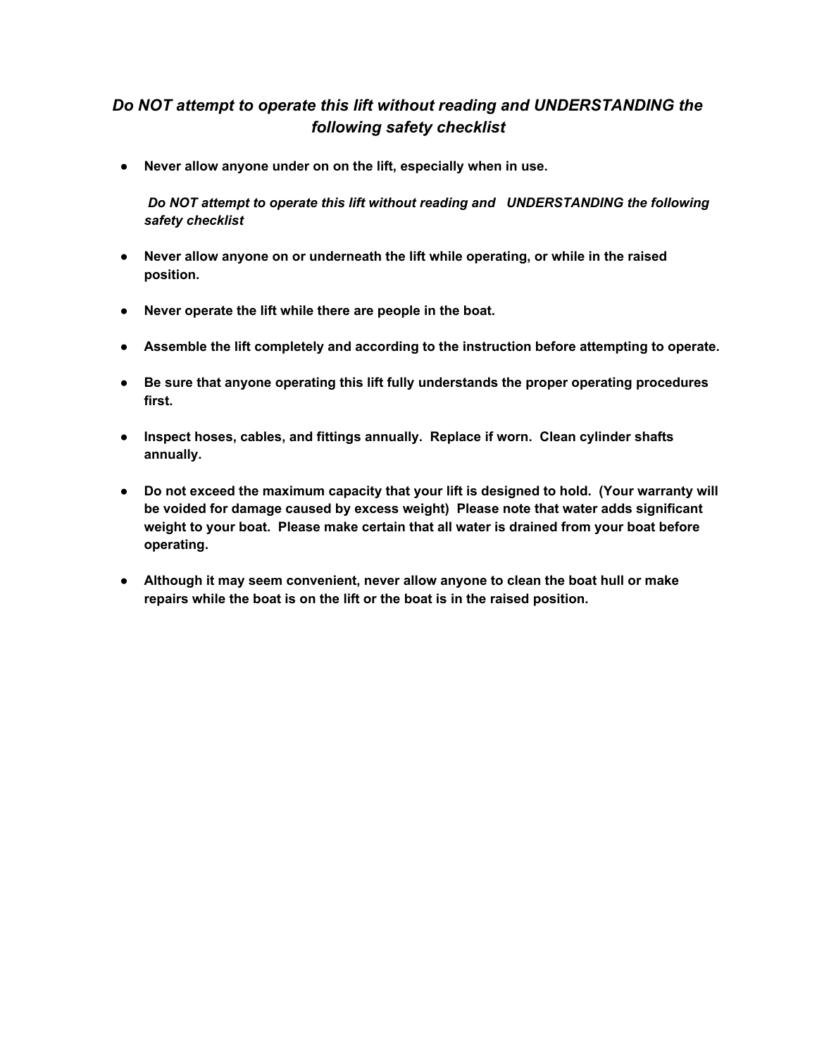***Do NOT attempt to operate this lift without reading and UNDERSTANDING the following safety checklist***

- **Never allow anyone under on on the lift, especially when in use.**

  ***Do NOT attempt to operate this lift without reading and UNDERSTANDING the following safety checklist***

- **Never allow anyone on or underneath the lift while operating, or while in the raised position.**

- **Never operate the lift while there are people in the boat.**

- **Assemble the lift completely and according to the instruction before attempting to operate.**

- **Be sure that anyone operating this lift fully understands the proper operating procedures first.**

- **Inspect hoses, cables, and fittings annually. Replace if worn. Clean cylinder shafts annually.**

- **Do not exceed the maximum capacity that your lift is designed to hold. (Your warranty will be voided for damage caused by excess weight) Please note that water adds significant weight to your boat. Please make certain that all water is drained from your boat before operating.**

- **Although it may seem convenient, never allow anyone to clean the boat hull or make repairs while the boat is on the lift or the boat is in the raised position.**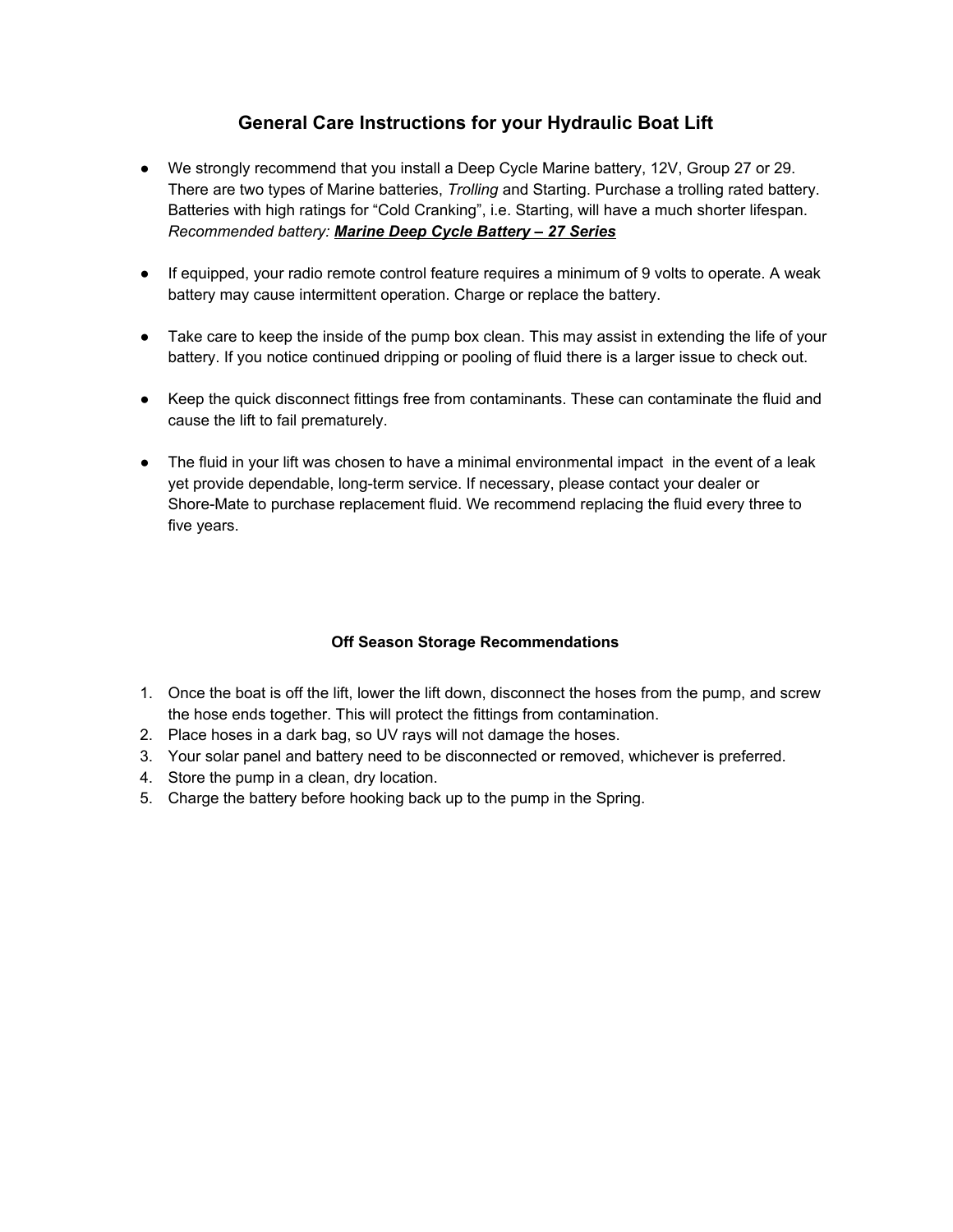## General Care Instructions for your Hydraulic Boat Lift

- We strongly recommend that you install a Deep Cycle Marine battery, 12V, Group 27 or 29. There are two types of Marine batteries, *Trolling* and Starting. Purchase a trolling rated battery. Batteries with high ratings for "Cold Cranking", i.e. Starting, will have a much shorter lifespan. *Recommended battery:* ***Marine Deep Cycle Battery – 27 Series***

- If equipped, your radio remote control feature requires a minimum of 9 volts to operate. A weak battery may cause intermittent operation. Charge or replace the battery.

- Take care to keep the inside of the pump box clean. This may assist in extending the life of your battery. If you notice continued dripping or pooling of fluid there is a larger issue to check out.

- Keep the quick disconnect fittings free from contaminants. These can contaminate the fluid and cause the lift to fail prematurely.

- The fluid in your lift was chosen to have a minimal environmental impact in the event of a leak yet provide dependable, long-term service. If necessary, please contact your dealer or Shore-Mate to purchase replacement fluid. We recommend replacing the fluid every three to five years.

### Off Season Storage Recommendations

1. Once the boat is off the lift, lower the lift down, disconnect the hoses from the pump, and screw the hose ends together. This will protect the fittings from contamination.
2. Place hoses in a dark bag, so UV rays will not damage the hoses.
3. Your solar panel and battery need to be disconnected or removed, whichever is preferred.
4. Store the pump in a clean, dry location.
5. Charge the battery before hooking back up to the pump in the Spring.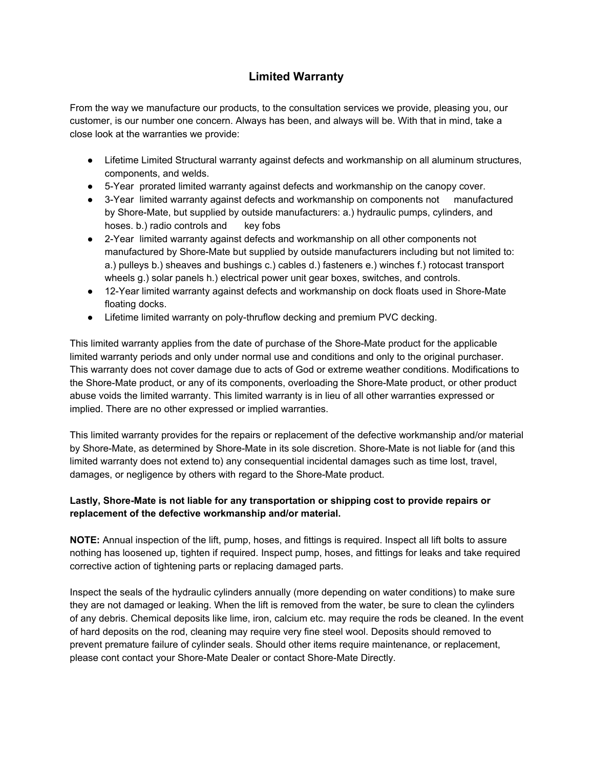# Limited Warranty

From the way we manufacture our products, to the consultation services we provide, pleasing you, our customer, is our number one concern. Always has been, and always will be. With that in mind, take a close look at the warranties we provide:

- Lifetime Limited Structural warranty against defects and workmanship on all aluminum structures, components, and welds.
- 5-Year prorated limited warranty against defects and workmanship on the canopy cover.
- 3-Year limited warranty against defects and workmanship on components not manufactured by Shore-Mate, but supplied by outside manufacturers: a.) hydraulic pumps, cylinders, and hoses. b.) radio controls and key fobs
- 2-Year limited warranty against defects and workmanship on all other components not manufactured by Shore-Mate but supplied by outside manufacturers including but not limited to: a.) pulleys b.) sheaves and bushings c.) cables d.) fasteners e.) winches f.) rotocast transport wheels g.) solar panels h.) electrical power unit gear boxes, switches, and controls.
- 12-Year limited warranty against defects and workmanship on dock floats used in Shore-Mate floating docks.
- Lifetime limited warranty on poly-thruflow decking and premium PVC decking.

This limited warranty applies from the date of purchase of the Shore-Mate product for the applicable limited warranty periods and only under normal use and conditions and only to the original purchaser. This warranty does not cover damage due to acts of God or extreme weather conditions. Modifications to the Shore-Mate product, or any of its components, overloading the Shore-Mate product, or other product abuse voids the limited warranty. This limited warranty is in lieu of all other warranties expressed or implied. There are no other expressed or implied warranties.

This limited warranty provides for the repairs or replacement of the defective workmanship and/or material by Shore-Mate, as determined by Shore-Mate in its sole discretion. Shore-Mate is not liable for (and this limited warranty does not extend to) any consequential incidental damages such as time lost, travel, damages, or negligence by others with regard to the Shore-Mate product.

**Lastly, Shore-Mate is not liable for any transportation or shipping cost to provide repairs or replacement of the defective workmanship and/or material.**

**NOTE:** Annual inspection of the lift, pump, hoses, and fittings is required. Inspect all lift bolts to assure nothing has loosened up, tighten if required. Inspect pump, hoses, and fittings for leaks and take required corrective action of tightening parts or replacing damaged parts.

Inspect the seals of the hydraulic cylinders annually (more depending on water conditions) to make sure they are not damaged or leaking. When the lift is removed from the water, be sure to clean the cylinders of any debris. Chemical deposits like lime, iron, calcium etc. may require the rods be cleaned. In the event of hard deposits on the rod, cleaning may require very fine steel wool. Deposits should removed to prevent premature failure of cylinder seals. Should other items require maintenance, or replacement, please cont contact your Shore-Mate Dealer or contact Shore-Mate Directly.